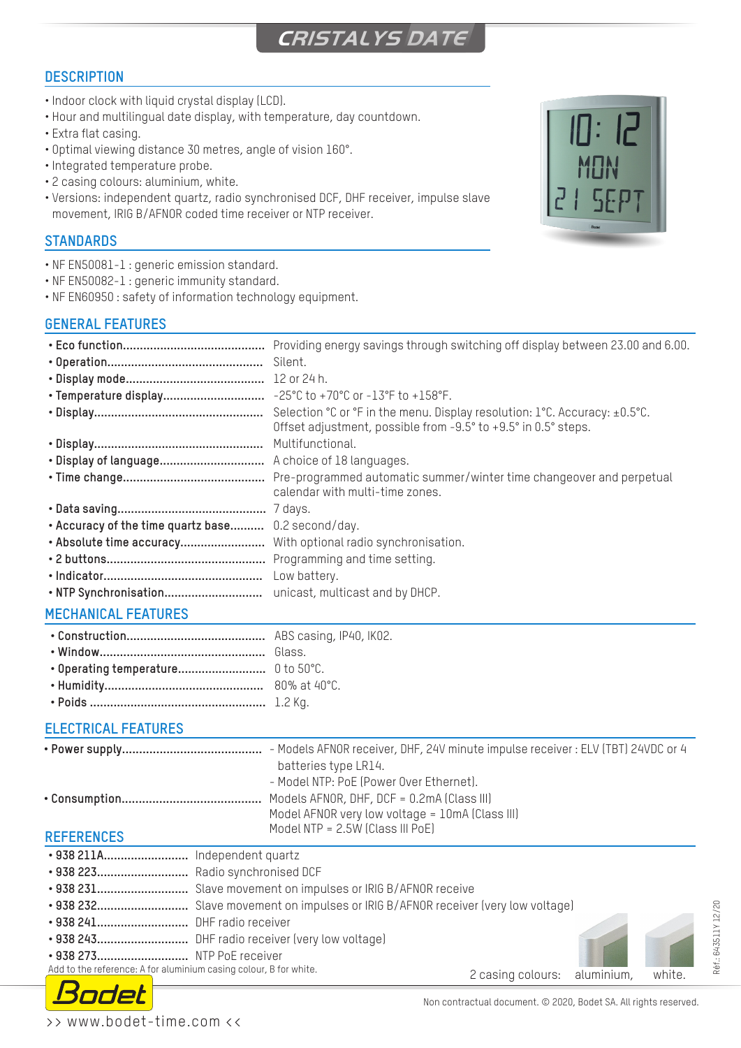# CRISTALYS DATE

## DESCRIPTION

- Indoor clock with liquid crystal display (LCD).
- Hour and multilingual date display, with temperature, day countdown.
- Extra flat casing.
- Optimal viewing distance 30 metres, angle of vision 160°.
- Integrated temperature probe.
- 2 casing colours: aluminium, white.
- Versions: independent quartz, radio synchronised DCF, DHF receiver, impulse slave movement, IRIG B/AFNOR coded time receiver or NTP receiver.

## STANDARDS

- NF EN50081-1 : generic emission standard.
- NF EN50082-1 : generic immunity standard.
- NF EN60950 : safety of information technology equipment.

## GENERAL FEATURES

- **Eco function**.......................................... Providing energy savings through switching off display between 23.00 and 6.00.
- **Operation**.............................................. Silent.
- **Display mode**.......................................... 12 or 24 h.
- **Temperature display**.............................. -25°C to +70°C or -13°F to +158°F.
- **Display**.................................................. Selection °C or °F in the menu. Display resolution: 1°C. Accuracy: ±0.5°C. Offset adjustment, possible from -9.5° to +9.5° in 0.5° steps.
- **Display**.................................................. Multifunctional.
- **Display of language**............................... A choice of 18 languages.
- **Time change**........................................... Pre-programmed automatic summer/winter time changeover and perpetual calendar with multi-time zones.
- **Data saving**............................................ 7 days.
- **Accuracy of the time quartz base**.......... 0.2 second/day.
- **Absolute time accuracy**......................... With optional radio synchronisation.
- **2 buttons**............................................... Programming and time setting.
- **Indicator**............................................... Low battery.
- **NTP Synchronisation**............................. unicast, multicast and by DHCP.

## MECHANICAL FEATURES

- **Construction**......................................... ABS casing, IP40, IK02.
- **Window**................................................. Glass.
- **Operating temperature**.......................... 0 to 50°C.
- **Humidity**............................................... 80% at 40°C.
- **Poids** .................................................... 1.2 Kg.

## ELECTRICAL FEATURES

- **Power supply**......................................... - Models AFNOR receiver, DHF, 24V minute impulse receiver : ELV (TBT) 24VDC or 4 batteries type LR14.
  - Model NTP: PoE (Power Over Ethernet).
- **Consumption**........................................ Models AFNOR, DHF, DCF = 0.2mA (Class III)
  Model AFNOR very low voltage = 10mA (Class III)
  Model NTP = 2.5W (Class III PoE)

## REFERENCES

- **938 211A**......................... Independent quartz
- **938 223**........................... Radio synchronised DCF
- **938 231**........................... Slave movement on impulses or IRIG B/AFNOR receive
- **938 232**........................... Slave movement on impulses or IRIG B/AFNOR receiver (very low voltage)
- **938 241**........................... DHF radio receiver
- **938 243**........................... DHF radio receiver (very low voltage)
- **938 273**........................... NTP PoE receiver

Add to the reference: A for aluminium casing colour, B for white.

2 casing colours: aluminium, white.

Réf.: 643511Y 12/20

Non contractual document. © 2020, Bodet SA. All rights reserved.

Bodet

>> www.bodet-time.com <<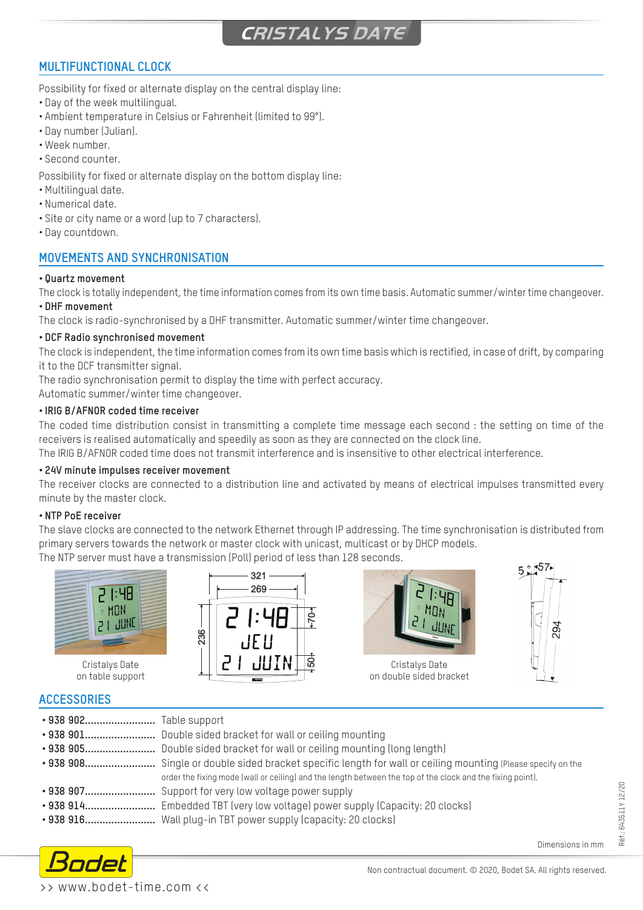# CRISTALYS DATE

## MULTIFUNCTIONAL CLOCK

Possibility for fixed or alternate display on the central display line:

- Day of the week multilingual.
- Ambient temperature in Celsius or Fahrenheit (limited to 99°).
- Day number (Julian).
- Week number.
- Second counter.

Possibility for fixed or alternate display on the bottom display line:

- Multilingual date.
- Numerical date.
- Site or city name or a word (up to 7 characters).
- Day countdown.

## MOVEMENTS AND SYNCHRONISATION

- **Quartz movement**

The clock is totally independent, the time information comes from its own time basis. Automatic summer/winter time changeover.

- **DHF movement**

The clock is radio-synchronised by a DHF transmitter. Automatic summer/winter time changeover.

- **DCF Radio synchronised movement**

The clock is independent, the time information comes from its own time basis which is rectified, in case of drift, by comparing it to the DCF transmitter signal.
The radio synchronisation permit to display the time with perfect accuracy.
Automatic summer/winter time changeover.

- **IRIG B/AFNOR coded time receiver**

The coded time distribution consist in transmitting a complete time message each second : the setting on time of the receivers is realised automatically and speedily as soon as they are connected on the clock line.
The IRIG B/AFNOR coded time does not transmit interference and is insensitive to other electrical interference.

- **24V minute impulses receiver movement**

The receiver clocks are connected to a distribution line and activated by means of electrical impulses transmitted every minute by the master clock.

- **NTP PoE receiver**

The slave clocks are connected to the network Ethernet through IP addressing. The time synchronisation is distributed from primary servers towards the network or master clock with unicast, multicast or by DHCP models.
The NTP server must have a transmission (Poll) period of less than 128 seconds.

Cristalys Date
on table support

321
269
236
70
50

Cristalys Date
on double sided bracket

5
57
294

## ACCESSORIES

- **938 902**........................ Table support
- **938 901**........................ Double sided bracket for wall or ceiling mounting
- **938 905**........................ Double sided bracket for wall or ceiling mounting (long length)
- **938 908**........................ Single or double sided bracket specific length for wall or ceiling mounting (Please specify on the order the fixing mode (wall or ceiling) and the length between the top of the clock and the fixing point).
- **938 907**........................ Support for very low voltage power supply
- **938 914**........................ Embedded TBT (very low voltage) power supply (Capacity: 20 clocks)
- **938 916**........................ Wall plug-in TBT power supply (capacity: 20 clocks)

Dimensions in mm

Réf.: 643511Y 12/20

Non contractual document. © 2020, Bodet SA. All rights reserved.

Bodet

>> www.bodet-time.com <<